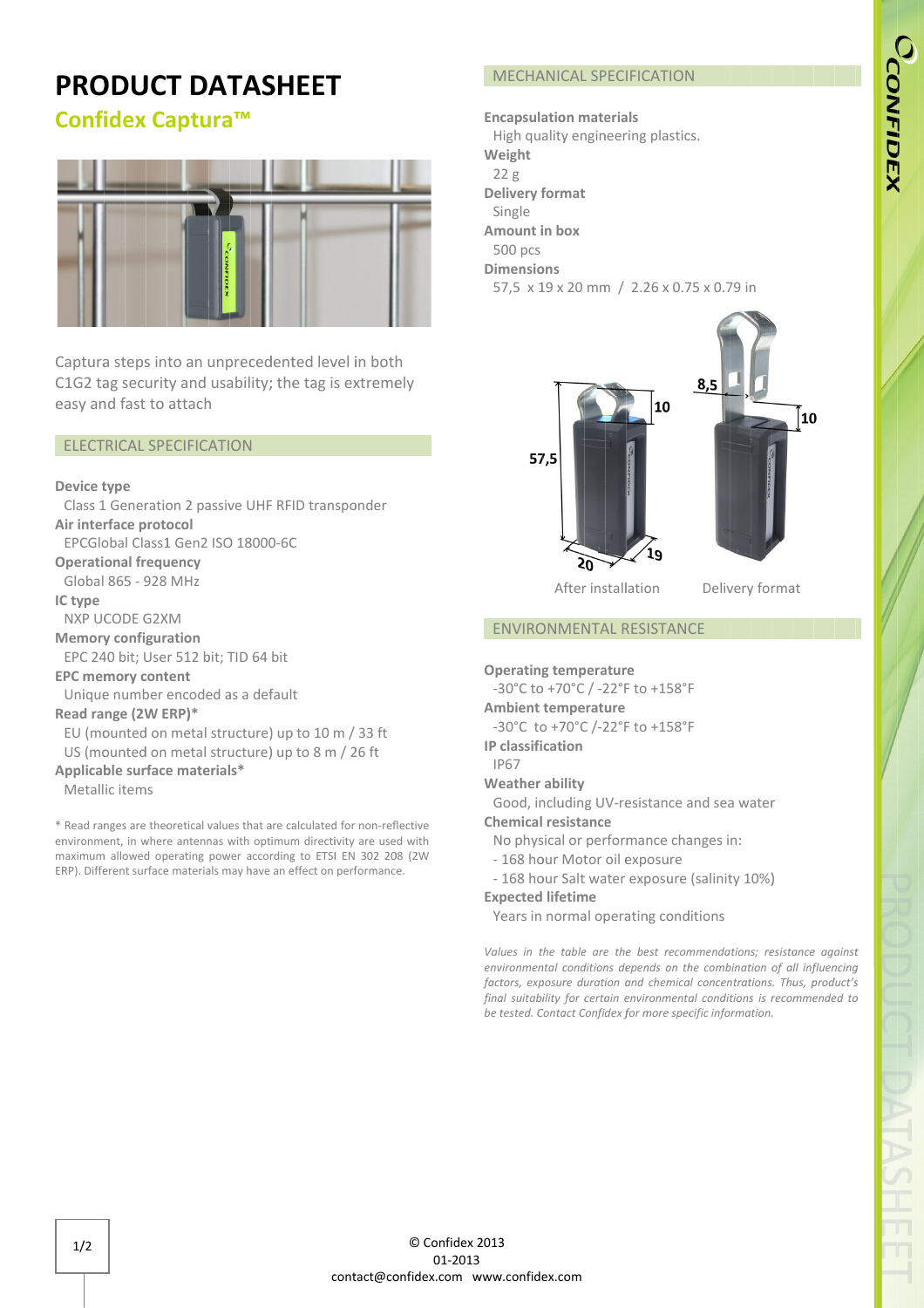# PRODUCT DATASHEET

## Confidex Captura™

Captura steps into an unprecedented level in both C1G2 tag security and usability; the tag is extremely easy and fast to attach

### ELECTRICAL SPECIFICATION

**Device type**
Class 1 Generation 2 passive UHF RFID transponder

**Air interface protocol**
EPCGlobal Class1 Gen2 ISO 18000-6C

**Operational frequency**
Global 865 - 928 MHz

**IC type**
NXP UCODE G2XM

**Memory configuration**
EPC 240 bit; User 512 bit; TID 64 bit

**EPC memory content**
Unique number encoded as a default

**Read range (2W ERP)***
EU (mounted on metal structure) up to 10 m / 33 ft
US (mounted on metal structure) up to 8 m / 26 ft

**Applicable surface materials***
Metallic items

* Read ranges are theoretical values that are calculated for non-reflective environment, in where antennas with optimum directivity are used with maximum allowed operating power according to ETSI EN 302 208 (2W ERP). Different surface materials may have an effect on performance.

### MECHANICAL SPECIFICATION

**Encapsulation materials**
High quality engineering plastics.

**Weight**
22 g

**Delivery format**
Single

**Amount in box**
500 pcs

**Dimensions**
57,5 x 19 x 20 mm / 2.26 x 0.75 x 0.79 in

After installation — Delivery format

### ENVIRONMENTAL RESISTANCE

**Operating temperature**
-30°C to +70°C / -22°F to +158°F

**Ambient temperature**
-30°C to +70°C /-22°F to +158°F

**IP classification**
IP67

**Weather ability**
Good, including UV-resistance and sea water

**Chemical resistance**
No physical or performance changes in:
- 168 hour Motor oil exposure
- 168 hour Salt water exposure (salinity 10%)

**Expected lifetime**
Years in normal operating conditions

*Values in the table are the best recommendations; resistance against environmental conditions depends on the combination of all influencing factors, exposure duration and chemical concentrations. Thus, product's final suitability for certain environmental conditions is recommended to be tested. Contact Confidex for more specific information.*

© Confidex 2013
01-2013
contact@confidex.com www.confidex.com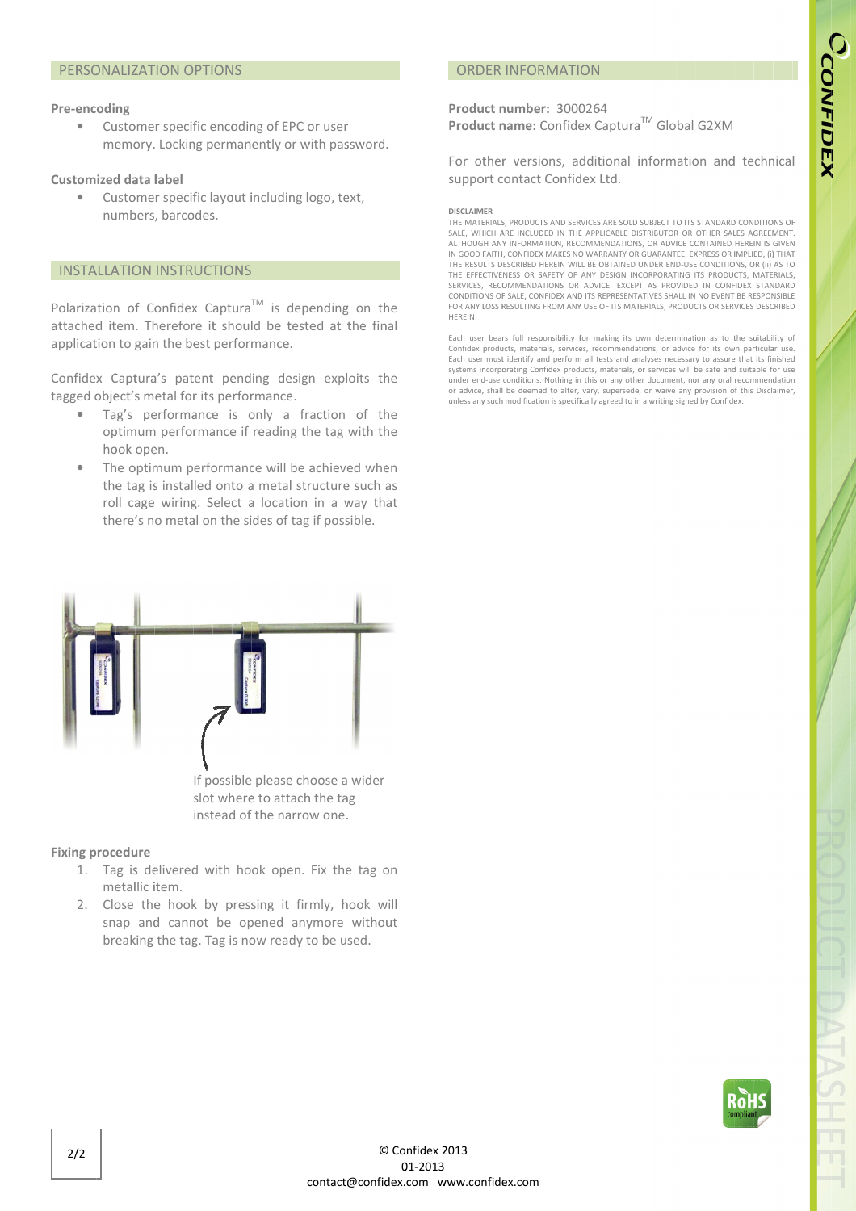## PERSONALIZATION OPTIONS

**Pre-encoding**

- Customer specific encoding of EPC or user memory. Locking permanently or with password.

**Customized data label**

- Customer specific layout including logo, text, numbers, barcodes.

## INSTALLATION INSTRUCTIONS

Polarization of Confidex Captura™ is depending on the attached item. Therefore it should be tested at the final application to gain the best performance.

Confidex Captura's patent pending design exploits the tagged object's metal for its performance.

- Tag's performance is only a fraction of the optimum performance if reading the tag with the hook open.
- The optimum performance will be achieved when the tag is installed onto a metal structure such as roll cage wiring. Select a location in a way that there's no metal on the sides of tag if possible.

If possible please choose a wider slot where to attach the tag instead of the narrow one.

**Fixing procedure**

1. Tag is delivered with hook open. Fix the tag on metallic item.
2. Close the hook by pressing it firmly, hook will snap and cannot be opened anymore without breaking the tag. Tag is now ready to be used.

## ORDER INFORMATION

**Product number:** 3000264
**Product name:** Confidex Captura™ Global G2XM

For other versions, additional information and technical support contact Confidex Ltd.

**DISCLAIMER**

THE MATERIALS, PRODUCTS AND SERVICES ARE SOLD SUBJECT TO ITS STANDARD CONDITIONS OF SALE, WHICH ARE INCLUDED IN THE APPLICABLE DISTRIBUTOR OR OTHER SALES AGREEMENT. ALTHOUGH ANY INFORMATION, RECOMMENDATIONS, OR ADVICE CONTAINED HEREIN IS GIVEN IN GOOD FAITH, CONFIDEX MAKES NO WARRANTY OR GUARANTEE, EXPRESS OR IMPLIED, (i) THAT THE RESULTS DESCRIBED HEREIN WILL BE OBTAINED UNDER END-USE CONDITIONS, OR (ii) AS TO THE EFFECTIVENESS OR SAFETY OF ANY DESIGN INCORPORATING ITS PRODUCTS, MATERIALS, SERVICES, RECOMMENDATIONS OR ADVICE. EXCEPT AS PROVIDED IN CONFIDEX STANDARD CONDITIONS OF SALE, CONFIDEX AND ITS REPRESENTATIVES SHALL IN NO EVENT BE RESPONSIBLE FOR ANY LOSS RESULTING FROM ANY USE OF ITS MATERIALS, PRODUCTS OR SERVICES DESCRIBED HEREIN.

Each user bears full responsibility for making its own determination as to the suitability of Confidex products, materials, services, recommendations, or advice for its own particular use. Each user must identify and perform all tests and analyses necessary to assure that its finished systems incorporating Confidex products, materials, or services will be safe and suitable for use under end-use conditions. Nothing in this or any other document, nor any oral recommendation or advice, shall be deemed to alter, vary, supersede, or waive any provision of this Disclaimer, unless any such modification is specifically agreed to in a writing signed by Confidex.

© Confidex 2013
01-2013
contact@confidex.com www.confidex.com